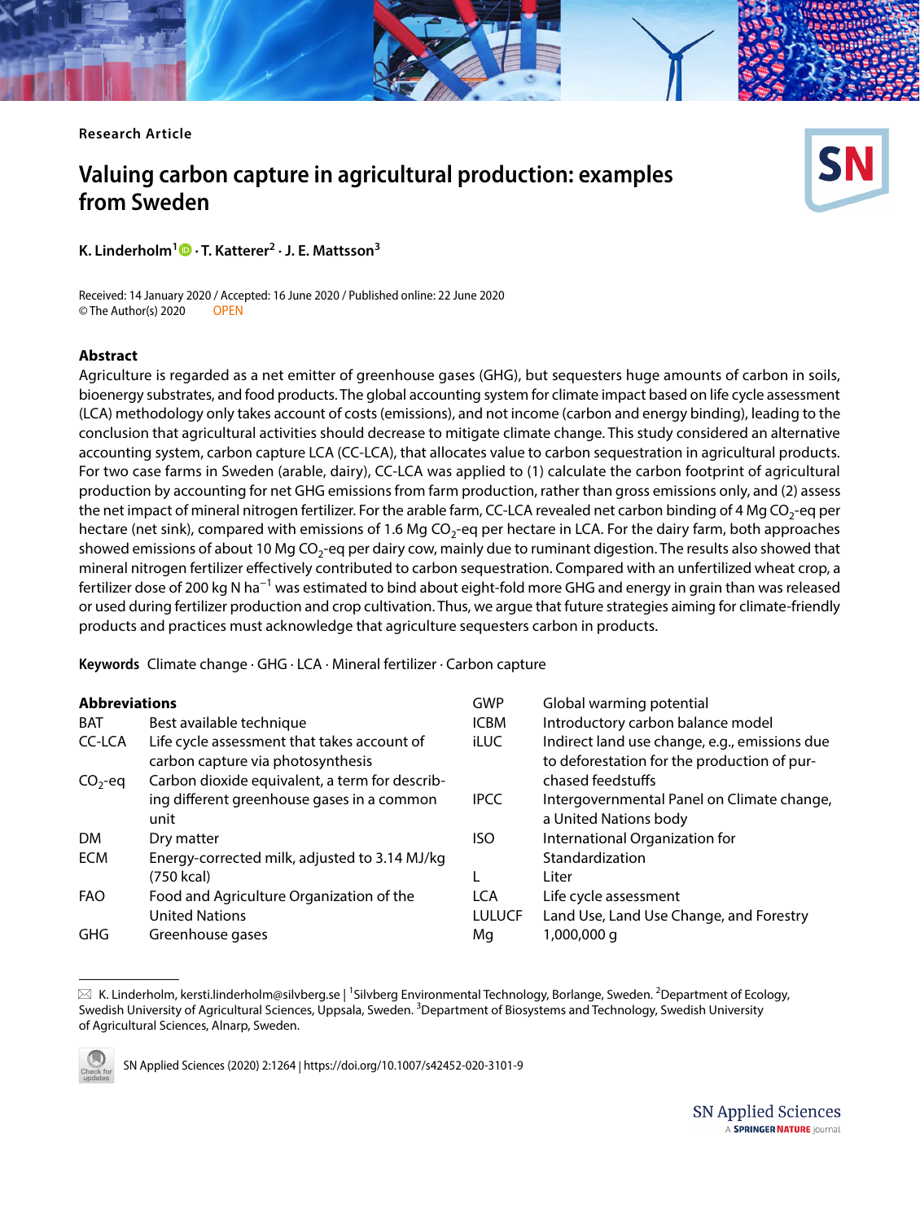Research Article

# Valuing carbon capture in agricultural production: examples from Sweden

**K. Linderholm[1] · T. Katterer[2] · J. E. Mattsson[3]**

Received: 14 January 2020 / Accepted: 16 June 2020 / Published online: 22 June 2020
© The Author(s) 2020 OPEN

## Abstract

Agriculture is regarded as a net emitter of greenhouse gases (GHG), but sequesters huge amounts of carbon in soils, bioenergy substrates, and food products. The global accounting system for climate impact based on life cycle assessment (LCA) methodology only takes account of costs (emissions), and not income (carbon and energy binding), leading to the conclusion that agricultural activities should decrease to mitigate climate change. This study considered an alternative accounting system, carbon capture LCA (CC-LCA), that allocates value to carbon sequestration in agricultural products. For two case farms in Sweden (arable, dairy), CC-LCA was applied to (1) calculate the carbon footprint of agricultural production by accounting for net GHG emissions from farm production, rather than gross emissions only, and (2) assess the net impact of mineral nitrogen fertilizer. For the arable farm, CC-LCA revealed net carbon binding of 4 Mg $CO_2$-eq per hectare (net sink), compared with emissions of 1.6 Mg $CO_2$-eq per hectare in LCA. For the dairy farm, both approaches showed emissions of about 10 Mg $CO_2$-eq per dairy cow, mainly due to ruminant digestion. The results also showed that mineral nitrogen fertilizer effectively contributed to carbon sequestration. Compared with an unfertilized wheat crop, a fertilizer dose of 200 kg N $ha^{-1}$ was estimated to bind about eight-fold more GHG and energy in grain than was released or used during fertilizer production and crop cultivation. Thus, we argue that future strategies aiming for climate-friendly products and practices must acknowledge that agriculture sequesters carbon in products.

**Keywords** Climate change · GHG · LCA · Mineral fertilizer · Carbon capture

### Abbreviations

| | |
|---|---|
| BAT | Best available technique |
| CC-LCA | Life cycle assessment that takes account of carbon capture via photosynthesis |
| $CO_2$-eq | Carbon dioxide equivalent, a term for describing different greenhouse gases in a common unit |
| DM | Dry matter |
| ECM | Energy-corrected milk, adjusted to 3.14 MJ/kg (750 kcal) |
| FAO | Food and Agriculture Organization of the United Nations |
| GHG | Greenhouse gases |
| GWP | Global warming potential |
| ICBM | Introductory carbon balance model |
| iLUC | Indirect land use change, e.g., emissions due to deforestation for the production of purchased feedstuffs |
| IPCC | Intergovernmental Panel on Climate change, a United Nations body |
| ISO | International Organization for Standardization |
| L | Liter |
| LCA | Life cycle assessment |
| LULUCF | Land Use, Land Use Change, and Forestry |
| Mg | 1,000,000 g |

✉ K. Linderholm, kersti.linderholm@silvberg.se | [1]Silvberg Environmental Technology, Borlange, Sweden. [2]Department of Ecology, Swedish University of Agricultural Sciences, Uppsala, Sweden. [3]Department of Biosystems and Technology, Swedish University of Agricultural Sciences, Alnarp, Sweden.

SN Applied Sciences (2020) 2:1264 | https://doi.org/10.1007/s42452-020-3101-9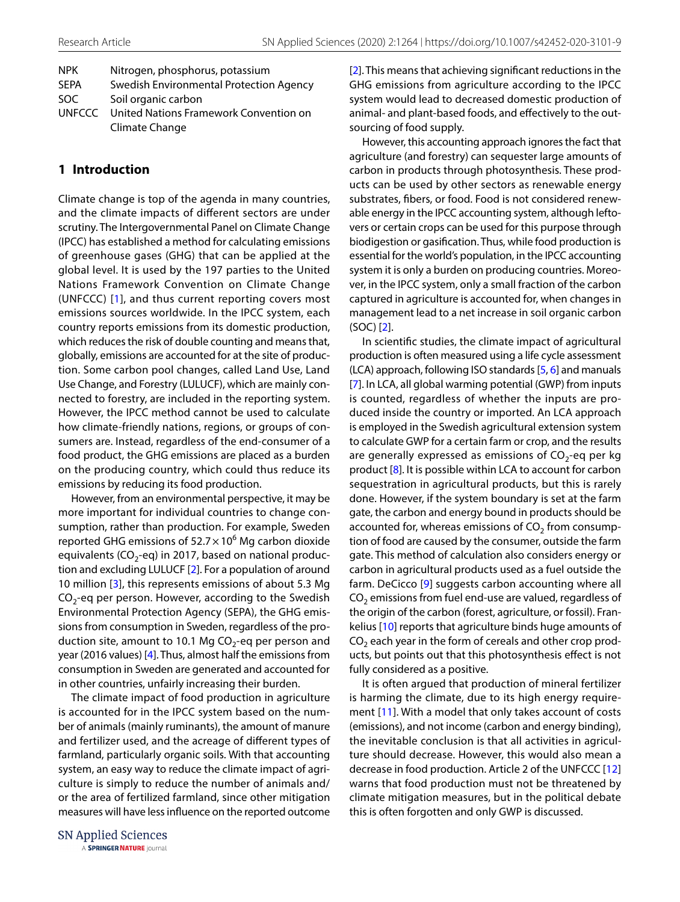| | |
|---|---|
| NPK | Nitrogen, phosphorus, potassium |
| SEPA | Swedish Environmental Protection Agency |
| SOC | Soil organic carbon |
| UNFCCC | United Nations Framework Convention on Climate Change |

## 1 Introduction

Climate change is top of the agenda in many countries, and the climate impacts of different sectors are under scrutiny. The Intergovernmental Panel on Climate Change (IPCC) has established a method for calculating emissions of greenhouse gases (GHG) that can be applied at the global level. It is used by the 197 parties to the United Nations Framework Convention on Climate Change (UNFCCC) [1], and thus current reporting covers most emissions sources worldwide. In the IPCC system, each country reports emissions from its domestic production, which reduces the risk of double counting and means that, globally, emissions are accounted for at the site of production. Some carbon pool changes, called Land Use, Land Use Change, and Forestry (LULUCF), which are mainly connected to forestry, are included in the reporting system. However, the IPCC method cannot be used to calculate how climate-friendly nations, regions, or groups of consumers are. Instead, regardless of the end-consumer of a food product, the GHG emissions are placed as a burden on the producing country, which could thus reduce its emissions by reducing its food production.

However, from an environmental perspective, it may be more important for individual countries to change consumption, rather than production. For example, Sweden reported GHG emissions of $52.7 \times 10^6$ Mg carbon dioxide equivalents ($CO_2$-eq) in 2017, based on national production and excluding LULUCF [2]. For a population of around 10 million [3], this represents emissions of about 5.3 Mg $CO_2$-eq per person. However, according to the Swedish Environmental Protection Agency (SEPA), the GHG emissions from consumption in Sweden, regardless of the production site, amount to 10.1 Mg $CO_2$-eq per person and year (2016 values) [4]. Thus, almost half the emissions from consumption in Sweden are generated and accounted for in other countries, unfairly increasing their burden.

The climate impact of food production in agriculture is accounted for in the IPCC system based on the number of animals (mainly ruminants), the amount of manure and fertilizer used, and the acreage of different types of farmland, particularly organic soils. With that accounting system, an easy way to reduce the climate impact of agriculture is simply to reduce the number of animals and/or the area of fertilized farmland, since other mitigation measures will have less influence on the reported outcome [2]. This means that achieving significant reductions in the GHG emissions from agriculture according to the IPCC system would lead to decreased domestic production of animal- and plant-based foods, and effectively to the outsourcing of food supply.

However, this accounting approach ignores the fact that agriculture (and forestry) can sequester large amounts of carbon in products through photosynthesis. These products can be used by other sectors as renewable energy substrates, fibers, or food. Food is not considered renewable energy in the IPCC accounting system, although leftovers or certain crops can be used for this purpose through biodigestion or gasification. Thus, while food production is essential for the world's population, in the IPCC accounting system it is only a burden on producing countries. Moreover, in the IPCC system, only a small fraction of the carbon captured in agriculture is accounted for, when changes in management lead to a net increase in soil organic carbon (SOC) [2].

In scientific studies, the climate impact of agricultural production is often measured using a life cycle assessment (LCA) approach, following ISO standards [5, 6] and manuals [7]. In LCA, all global warming potential (GWP) from inputs is counted, regardless of whether the inputs are produced inside the country or imported. An LCA approach is employed in the Swedish agricultural extension system to calculate GWP for a certain farm or crop, and the results are generally expressed as emissions of $CO_2$-eq per kg product [8]. It is possible within LCA to account for carbon sequestration in agricultural products, but this is rarely done. However, if the system boundary is set at the farm gate, the carbon and energy bound in products should be accounted for, whereas emissions of $CO_2$ from consumption of food are caused by the consumer, outside the farm gate. This method of calculation also considers energy or carbon in agricultural products used as a fuel outside the farm. DeCicco [9] suggests carbon accounting where all $CO_2$ emissions from fuel end-use are valued, regardless of the origin of the carbon (forest, agriculture, or fossil). Frankelius [10] reports that agriculture binds huge amounts of $CO_2$ each year in the form of cereals and other crop products, but points out that this photosynthesis effect is not fully considered as a positive.

It is often argued that production of mineral fertilizer is harming the climate, due to its high energy requirement [11]. With a model that only takes account of costs (emissions), and not income (carbon and energy binding), the inevitable conclusion is that all activities in agriculture should decrease. However, this would also mean a decrease in food production. Article 2 of the UNFCCC [12] warns that food production must not be threatened by climate mitigation measures, but in the political debate this is often forgotten and only GWP is discussed.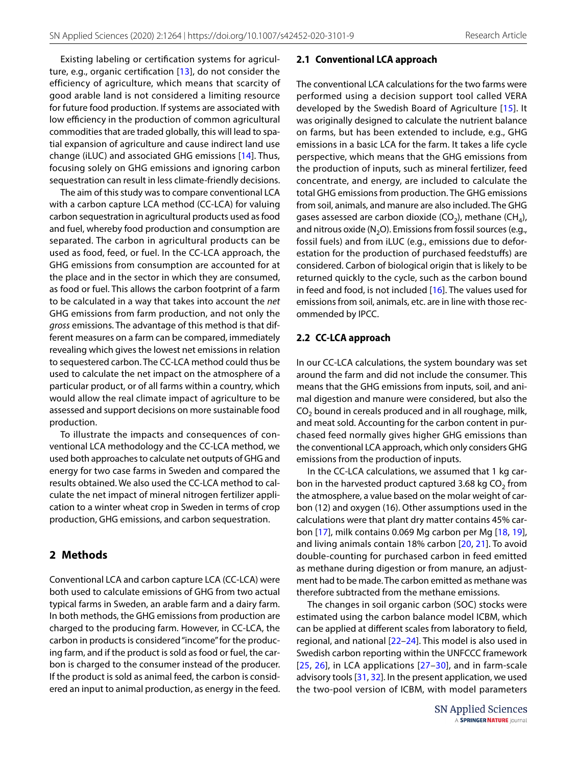Existing labeling or certification systems for agriculture, e.g., organic certification [13], do not consider the efficiency of agriculture, which means that scarcity of good arable land is not considered a limiting resource for future food production. If systems are associated with low efficiency in the production of common agricultural commodities that are traded globally, this will lead to spatial expansion of agriculture and cause indirect land use change (iLUC) and associated GHG emissions [14]. Thus, focusing solely on GHG emissions and ignoring carbon sequestration can result in less climate-friendly decisions.

The aim of this study was to compare conventional LCA with a carbon capture LCA method (CC-LCA) for valuing carbon sequestration in agricultural products used as food and fuel, whereby food production and consumption are separated. The carbon in agricultural products can be used as food, feed, or fuel. In the CC-LCA approach, the GHG emissions from consumption are accounted for at the place and in the sector in which they are consumed, as food or fuel. This allows the carbon footprint of a farm to be calculated in a way that takes into account the *net* GHG emissions from farm production, and not only the *gross* emissions. The advantage of this method is that different measures on a farm can be compared, immediately revealing which gives the lowest net emissions in relation to sequestered carbon. The CC-LCA method could thus be used to calculate the net impact on the atmosphere of a particular product, or of all farms within a country, which would allow the real climate impact of agriculture to be assessed and support decisions on more sustainable food production.

To illustrate the impacts and consequences of conventional LCA methodology and the CC-LCA method, we used both approaches to calculate net outputs of GHG and energy for two case farms in Sweden and compared the results obtained. We also used the CC-LCA method to calculate the net impact of mineral nitrogen fertilizer application to a winter wheat crop in Sweden in terms of crop production, GHG emissions, and carbon sequestration.

## 2 Methods

Conventional LCA and carbon capture LCA (CC-LCA) were both used to calculate emissions of GHG from two actual typical farms in Sweden, an arable farm and a dairy farm. In both methods, the GHG emissions from production are charged to the producing farm. However, in CC-LCA, the carbon in products is considered "income" for the producing farm, and if the product is sold as food or fuel, the carbon is charged to the consumer instead of the producer. If the product is sold as animal feed, the carbon is considered an input to animal production, as energy in the feed.

### 2.1 Conventional LCA approach

The conventional LCA calculations for the two farms were performed using a decision support tool called VERA developed by the Swedish Board of Agriculture [15]. It was originally designed to calculate the nutrient balance on farms, but has been extended to include, e.g., GHG emissions in a basic LCA for the farm. It takes a life cycle perspective, which means that the GHG emissions from the production of inputs, such as mineral fertilizer, feed concentrate, and energy, are included to calculate the total GHG emissions from production. The GHG emissions from soil, animals, and manure are also included. The GHG gases assessed are carbon dioxide ($CO_2$), methane ($CH_4$), and nitrous oxide ($N_2O$). Emissions from fossil sources (e.g., fossil fuels) and from iLUC (e.g., emissions due to deforestation for the production of purchased feedstuffs) are considered. Carbon of biological origin that is likely to be returned quickly to the cycle, such as the carbon bound in feed and food, is not included [16]. The values used for emissions from soil, animals, etc. are in line with those recommended by IPCC.

### 2.2 CC-LCA approach

In our CC-LCA calculations, the system boundary was set around the farm and did not include the consumer. This means that the GHG emissions from inputs, soil, and animal digestion and manure were considered, but also the $CO_2$ bound in cereals produced and in all roughage, milk, and meat sold. Accounting for the carbon content in purchased feed normally gives higher GHG emissions than the conventional LCA approach, which only considers GHG emissions from the production of inputs.

In the CC-LCA calculations, we assumed that 1 kg carbon in the harvested product captured 3.68 kg $CO_2$ from the atmosphere, a value based on the molar weight of carbon (12) and oxygen (16). Other assumptions used in the calculations were that plant dry matter contains 45% carbon [17], milk contains 0.069 Mg carbon per Mg [18, 19], and living animals contain 18% carbon [20, 21]. To avoid double-counting for purchased carbon in feed emitted as methane during digestion or from manure, an adjustment had to be made. The carbon emitted as methane was therefore subtracted from the methane emissions.

The changes in soil organic carbon (SOC) stocks were estimated using the carbon balance model ICBM, which can be applied at different scales from laboratory to field, regional, and national [22–24]. This model is also used in Swedish carbon reporting within the UNFCCC framework [25, 26], in LCA applications [27–30], and in farm-scale advisory tools [31, 32]. In the present application, we used the two-pool version of ICBM, with model parameters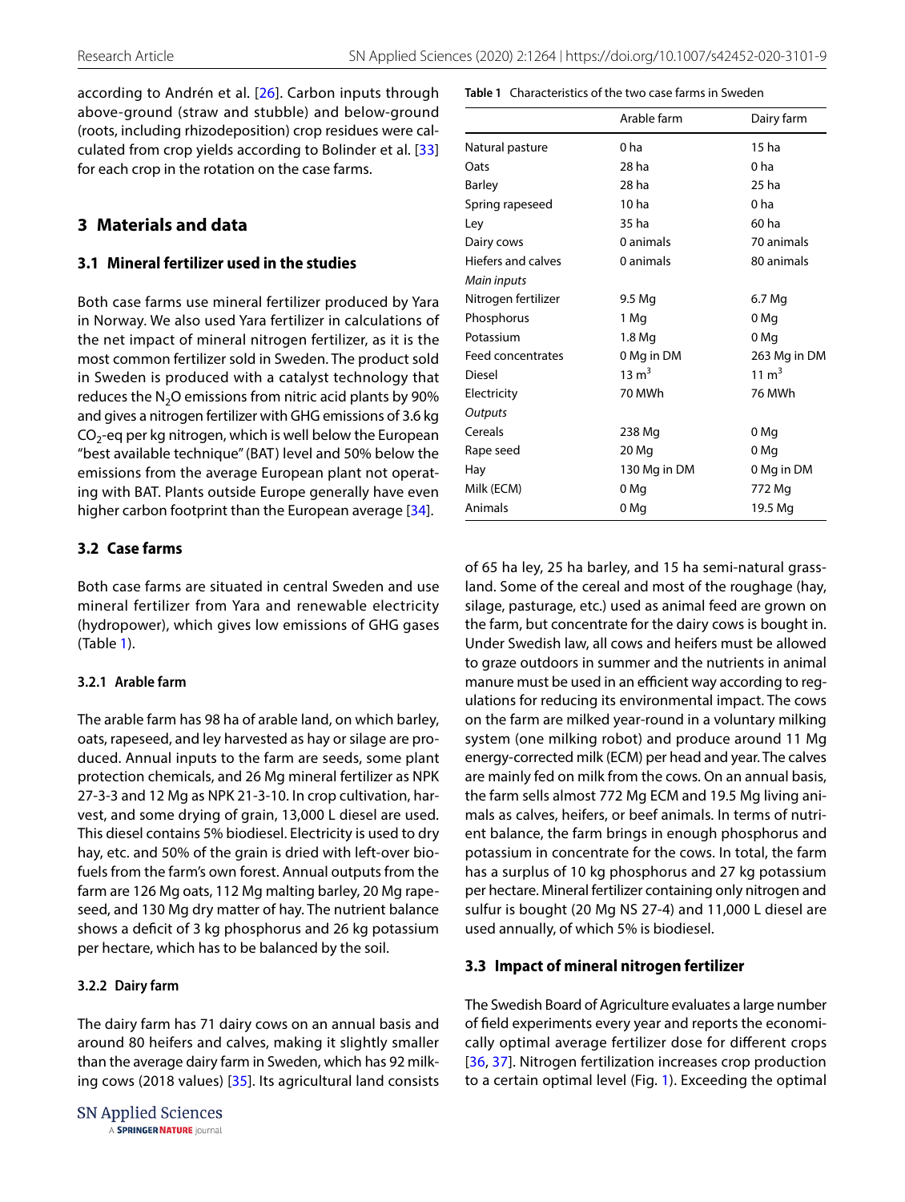according to Andrén et al. [26]. Carbon inputs through above-ground (straw and stubble) and below-ground (roots, including rhizodeposition) crop residues were calculated from crop yields according to Bolinder et al. [33] for each crop in the rotation on the case farms.

## 3 Materials and data

### 3.1 Mineral fertilizer used in the studies

Both case farms use mineral fertilizer produced by Yara in Norway. We also used Yara fertilizer in calculations of the net impact of mineral nitrogen fertilizer, as it is the most common fertilizer sold in Sweden. The product sold in Sweden is produced with a catalyst technology that reduces the $N_2O$ emissions from nitric acid plants by 90% and gives a nitrogen fertilizer with GHG emissions of 3.6 kg $CO_2$-eq per kg nitrogen, which is well below the European "best available technique" (BAT) level and 50% below the emissions from the average European plant not operating with BAT. Plants outside Europe generally have even higher carbon footprint than the European average [34].

### 3.2 Case farms

Both case farms are situated in central Sweden and use mineral fertilizer from Yara and renewable electricity (hydropower), which gives low emissions of GHG gases (Table 1).

**Table 1** Characteristics of the two case farms in Sweden

| | Arable farm | Dairy farm |
|---|---|---|
| Natural pasture | 0 ha | 15 ha |
| Oats | 28 ha | 0 ha |
| Barley | 28 ha | 25 ha |
| Spring rapeseed | 10 ha | 0 ha |
| Ley | 35 ha | 60 ha |
| Dairy cows | 0 animals | 70 animals |
| Hiefers and calves | 0 animals | 80 animals |
| *Main inputs* | | |
| Nitrogen fertilizer | 9.5 Mg | 6.7 Mg |
| Phosphorus | 1 Mg | 0 Mg |
| Potassium | 1.8 Mg | 0 Mg |
| Feed concentrates | 0 Mg in DM | 263 Mg in DM |
| Diesel | 13 $m^3$ | 11 $m^3$ |
| Electricity | 70 MWh | 76 MWh |
| *Outputs* | | |
| Cereals | 238 Mg | 0 Mg |
| Rape seed | 20 Mg | 0 Mg |
| Hay | 130 Mg in DM | 0 Mg in DM |
| Milk (ECM) | 0 Mg | 772 Mg |
| Animals | 0 Mg | 19.5 Mg |

#### 3.2.1 Arable farm

The arable farm has 98 ha of arable land, on which barley, oats, rapeseed, and ley harvested as hay or silage are produced. Annual inputs to the farm are seeds, some plant protection chemicals, and 26 Mg mineral fertilizer as NPK 27-3-3 and 12 Mg as NPK 21-3-10. In crop cultivation, harvest, and some drying of grain, 13,000 L diesel are used. This diesel contains 5% biodiesel. Electricity is used to dry hay, etc. and 50% of the grain is dried with left-over biofuels from the farm's own forest. Annual outputs from the farm are 126 Mg oats, 112 Mg malting barley, 20 Mg rapeseed, and 130 Mg dry matter of hay. The nutrient balance shows a deficit of 3 kg phosphorus and 26 kg potassium per hectare, which has to be balanced by the soil.

#### 3.2.2 Dairy farm

The dairy farm has 71 dairy cows on an annual basis and around 80 heifers and calves, making it slightly smaller than the average dairy farm in Sweden, which has 92 milking cows (2018 values) [35]. Its agricultural land consists of 65 ha ley, 25 ha barley, and 15 ha semi-natural grassland. Some of the cereal and most of the roughage (hay, silage, pasturage, etc.) used as animal feed are grown on the farm, but concentrate for the dairy cows is bought in. Under Swedish law, all cows and heifers must be allowed to graze outdoors in summer and the nutrients in animal manure must be used in an efficient way according to regulations for reducing its environmental impact. The cows on the farm are milked year-round in a voluntary milking system (one milking robot) and produce around 11 Mg energy-corrected milk (ECM) per head and year. The calves are mainly fed on milk from the cows. On an annual basis, the farm sells almost 772 Mg ECM and 19.5 Mg living animals as calves, heifers, or beef animals. In terms of nutrient balance, the farm brings in enough phosphorus and potassium in concentrate for the cows. In total, the farm has a surplus of 10 kg phosphorus and 27 kg potassium per hectare. Mineral fertilizer containing only nitrogen and sulfur is bought (20 Mg NS 27-4) and 11,000 L diesel are used annually, of which 5% is biodiesel.

### 3.3 Impact of mineral nitrogen fertilizer

The Swedish Board of Agriculture evaluates a large number of field experiments every year and reports the economically optimal average fertilizer dose for different crops [36, 37]. Nitrogen fertilization increases crop production to a certain optimal level (Fig. 1). Exceeding the optimal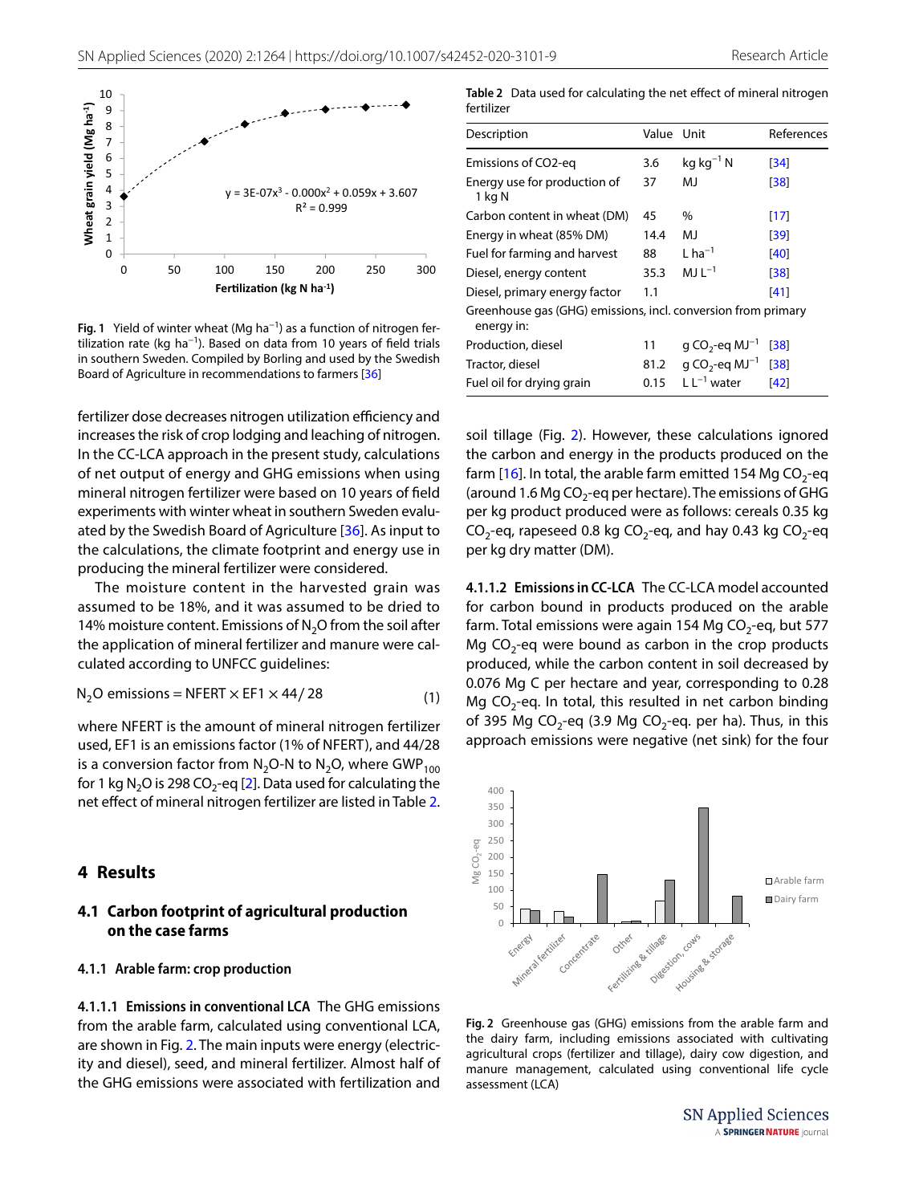Fig. 1 Yield of winter wheat (Mg ha$^{-1}$) as a function of nitrogen fertilization rate (kg ha$^{-1}$). Based on data from 10 years of field trials in southern Sweden. Compiled by Borling and used by the Swedish Board of Agriculture in recommendations to farmers [36]

fertilizer dose decreases nitrogen utilization efficiency and increases the risk of crop lodging and leaching of nitrogen. In the CC-LCA approach in the present study, calculations of net output of energy and GHG emissions when using mineral nitrogen fertilizer were based on 10 years of field experiments with winter wheat in southern Sweden evaluated by the Swedish Board of Agriculture [36]. As input to the calculations, the climate footprint and energy use in producing the mineral fertilizer were considered.

The moisture content in the harvested grain was assumed to be 18%, and it was assumed to be dried to 14% moisture content. Emissions of $N_2O$ from the soil after the application of mineral fertilizer and manure were calculated according to UNFCC guidelines:

$$N_2O \text{ emissions} = NFERT \times EF1 \times 44/28 \quad (1)$$

where NFERT is the amount of mineral nitrogen fertilizer used, EF1 is an emissions factor (1% of NFERT), and 44/28 is a conversion factor from $N_2O$-N to $N_2O$, where $GWP_{100}$ for 1 kg $N_2O$ is 298 $CO_2$-eq [2]. Data used for calculating the net effect of mineral nitrogen fertilizer are listed in Table 2.

Table 2 Data used for calculating the net effect of mineral nitrogen fertilizer

| Description | Value | Unit | References |
|---|---|---|---|
| Emissions of CO2-eq | 3.6 | kg kg$^{-1}$ N | [34] |
| Energy use for production of 1 kg N | 37 | MJ | [38] |
| Carbon content in wheat (DM) | 45 | % | [17] |
| Energy in wheat (85% DM) | 14.4 | MJ | [39] |
| Fuel for farming and harvest | 88 | L ha$^{-1}$ | [40] |
| Diesel, energy content | 35.3 | MJ L$^{-1}$ | [38] |
| Diesel, primary energy factor | 1.1 | | [41] |
| Greenhouse gas (GHG) emissions, incl. conversion from primary energy in: | | | |
| Production, diesel | 11 | g $CO_2$-eq MJ$^{-1}$ | [38] |
| Tractor, diesel | 81.2 | g $CO_2$-eq MJ$^{-1}$ | [38] |
| Fuel oil for drying grain | 0.15 | L L$^{-1}$ water | [42] |

## 4 Results

### 4.1 Carbon footprint of agricultural production on the case farms

#### 4.1.1 Arable farm: crop production

**4.1.1.1 Emissions in conventional LCA** The GHG emissions from the arable farm, calculated using conventional LCA, are shown in Fig. 2. The main inputs were energy (electricity and diesel), seed, and mineral fertilizer. Almost half of the GHG emissions were associated with fertilization and soil tillage (Fig. 2). However, these calculations ignored the carbon and energy in the products produced on the farm [16]. In total, the arable farm emitted 154 Mg $CO_2$-eq (around 1.6 Mg $CO_2$-eq per hectare). The emissions of GHG per kg product produced were as follows: cereals 0.35 kg $CO_2$-eq, rapeseed 0.8 kg $CO_2$-eq, and hay 0.43 kg $CO_2$-eq per kg dry matter (DM).

**4.1.1.2 Emissions in CC-LCA** The CC-LCA model accounted for carbon bound in products produced on the arable farm. Total emissions were again 154 Mg $CO_2$-eq, but 577 Mg $CO_2$-eq were bound as carbon in the crop products produced, while the carbon content in soil decreased by 0.076 Mg C per hectare and year, corresponding to 0.28 Mg $CO_2$-eq. In total, this resulted in net carbon binding of 395 Mg $CO_2$-eq (3.9 Mg $CO_2$-eq. per ha). Thus, in this approach emissions were negative (net sink) for the four

Fig. 2 Greenhouse gas (GHG) emissions from the arable farm and the dairy farm, including emissions associated with cultivating agricultural crops (fertilizer and tillage), dairy cow digestion, and manure management, calculated using conventional life cycle assessment (LCA)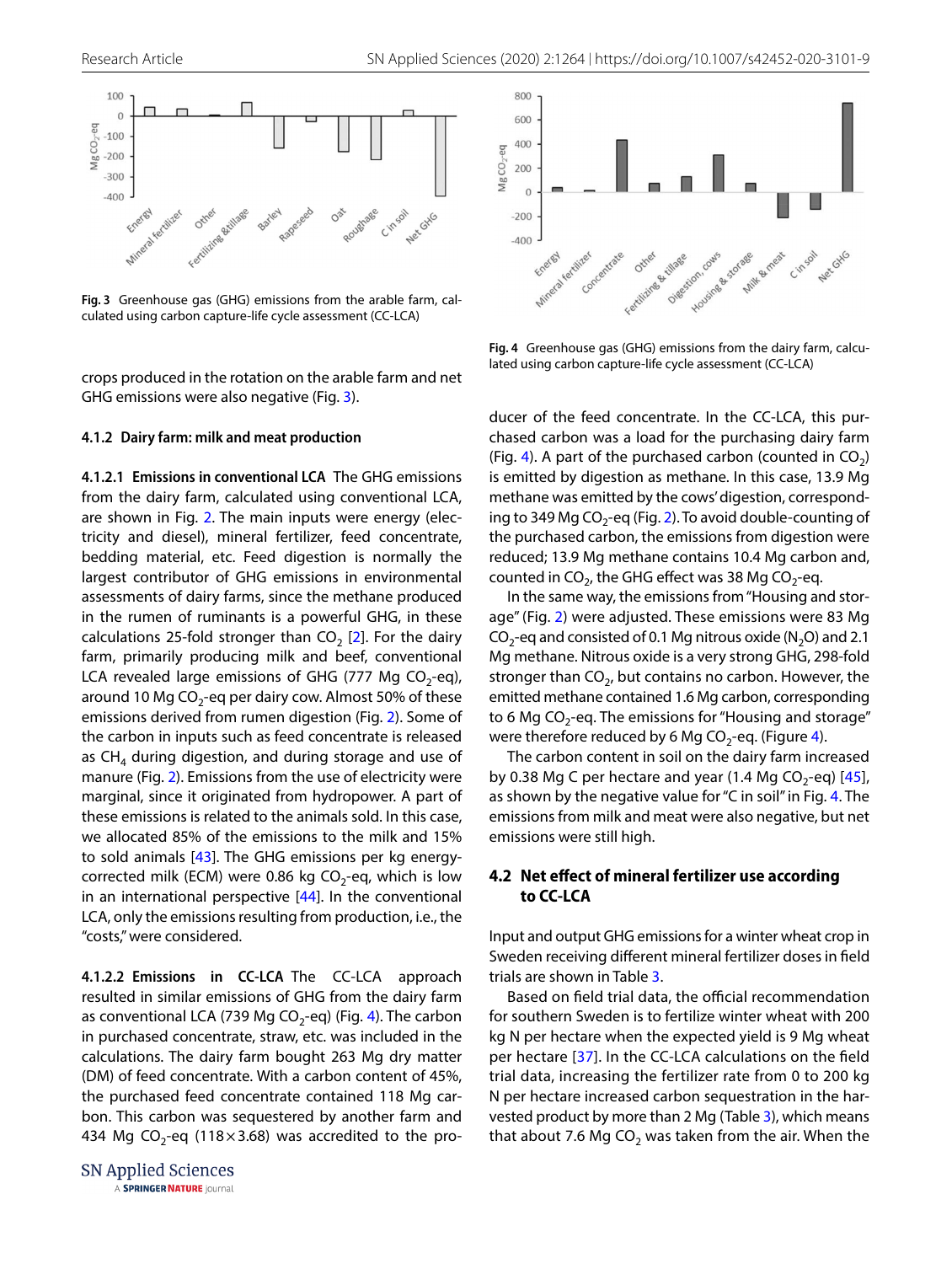Fig. 3 Greenhouse gas (GHG) emissions from the arable farm, calculated using carbon capture-life cycle assessment (CC-LCA)

Fig. 4 Greenhouse gas (GHG) emissions from the dairy farm, calculated using carbon capture-life cycle assessment (CC-LCA)

crops produced in the rotation on the arable farm and net GHG emissions were also negative (Fig. 3).

#### 4.1.2 Dairy farm: milk and meat production

**4.1.2.1 Emissions in conventional LCA** The GHG emissions from the dairy farm, calculated using conventional LCA, are shown in Fig. 2. The main inputs were energy (electricity and diesel), mineral fertilizer, feed concentrate, bedding material, etc. Feed digestion is normally the largest contributor of GHG emissions in environmental assessments of dairy farms, since the methane produced in the rumen of ruminants is a powerful GHG, in these calculations 25-fold stronger than $CO_2$ [2]. For the dairy farm, primarily producing milk and beef, conventional LCA revealed large emissions of GHG (777 Mg $CO_2$-eq), around 10 Mg $CO_2$-eq per dairy cow. Almost 50% of these emissions derived from rumen digestion (Fig. 2). Some of the carbon in inputs such as feed concentrate is released as $CH_4$ during digestion, and during storage and use of manure (Fig. 2). Emissions from the use of electricity were marginal, since it originated from hydropower. A part of these emissions is related to the animals sold. In this case, we allocated 85% of the emissions to the milk and 15% to sold animals [43]. The GHG emissions per kg energy-corrected milk (ECM) were 0.86 kg $CO_2$-eq, which is low in an international perspective [44]. In the conventional LCA, only the emissions resulting from production, i.e., the "costs," were considered.

**4.1.2.2 Emissions in CC-LCA** The CC-LCA approach resulted in similar emissions of GHG from the dairy farm as conventional LCA (739 Mg $CO_2$-eq) (Fig. 4). The carbon in purchased concentrate, straw, etc. was included in the calculations. The dairy farm bought 263 Mg dry matter (DM) of feed concentrate. With a carbon content of 45%, the purchased feed concentrate contained 118 Mg carbon. This carbon was sequestered by another farm and 434 Mg $CO_2$-eq (118 × 3.68) was accredited to the producer of the feed concentrate. In the CC-LCA, this purchased carbon was a load for the purchasing dairy farm (Fig. 4). A part of the purchased carbon (counted in $CO_2$) is emitted by digestion as methane. In this case, 13.9 Mg methane was emitted by the cows' digestion, corresponding to 349 Mg $CO_2$-eq (Fig. 2). To avoid double-counting of the purchased carbon, the emissions from digestion were reduced; 13.9 Mg methane contains 10.4 Mg carbon and, counted in $CO_2$, the GHG effect was 38 Mg $CO_2$-eq.

In the same way, the emissions from "Housing and storage" (Fig. 2) were adjusted. These emissions were 83 Mg $CO_2$-eq and consisted of 0.1 Mg nitrous oxide ($N_2O$) and 2.1 Mg methane. Nitrous oxide is a very strong GHG, 298-fold stronger than $CO_2$, but contains no carbon. However, the emitted methane contained 1.6 Mg carbon, corresponding to 6 Mg $CO_2$-eq. The emissions for "Housing and storage" were therefore reduced by 6 Mg $CO_2$-eq. (Figure 4).

The carbon content in soil on the dairy farm increased by 0.38 Mg C per hectare and year (1.4 Mg $CO_2$-eq) [45], as shown by the negative value for "C in soil" in Fig. 4. The emissions from milk and meat were also negative, but net emissions were still high.

### 4.2 Net effect of mineral fertilizer use according to CC-LCA

Input and output GHG emissions for a winter wheat crop in Sweden receiving different mineral fertilizer doses in field trials are shown in Table 3.

Based on field trial data, the official recommendation for southern Sweden is to fertilize winter wheat with 200 kg N per hectare when the expected yield is 9 Mg wheat per hectare [37]. In the CC-LCA calculations on the field trial data, increasing the fertilizer rate from 0 to 200 kg N per hectare increased carbon sequestration in the harvested product by more than 2 Mg (Table 3), which means that about 7.6 Mg $CO_2$ was taken from the air. When the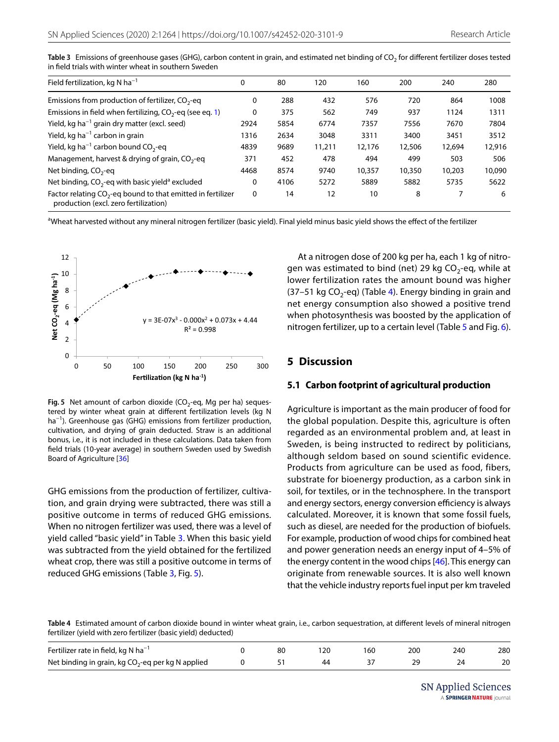**Table 3** Emissions of greenhouse gases (GHG), carbon content in grain, and estimated net binding of $CO_2$ for different fertilizer doses tested in field trials with winter wheat in southern Sweden

| Field fertilization, kg N $ha^{-1}$ | 0 | 80 | 120 | 160 | 200 | 240 | 280 |
|---|---|---|---|---|---|---|---|
| Emissions from production of fertilizer, $CO_2$-eq | 0 | 288 | 432 | 576 | 720 | 864 | 1008 |
| Emissions in field when fertilizing, $CO_2$-eq (see eq. 1) | 0 | 375 | 562 | 749 | 937 | 1124 | 1311 |
| Yield, kg $ha^{-1}$ grain dry matter (excl. seed) | 2924 | 5854 | 6774 | 7357 | 7556 | 7670 | 7804 |
| Yield, kg $ha^{-1}$ carbon in grain | 1316 | 2634 | 3048 | 3311 | 3400 | 3451 | 3512 |
| Yield, kg $ha^{-1}$ carbon bound $CO_2$-eq | 4839 | 9689 | 11,211 | 12,176 | 12,506 | 12,694 | 12,916 |
| Management, harvest & drying of grain, $CO_2$-eq | 371 | 452 | 478 | 494 | 499 | 503 | 506 |
| Net binding, $CO_2$-eq | 4468 | 8574 | 9740 | 10,357 | 10,350 | 10,203 | 10,090 |
| Net binding, $CO_2$-eq with basic yield[a] excluded | 0 | 4106 | 5272 | 5889 | 5882 | 5735 | 5622 |
| Factor relating $CO_2$-eq bound to that emitted in fertilizer production (excl. zero fertilization) | 0 | 14 | 12 | 10 | 8 | 7 | 6 |

[a]Wheat harvested without any mineral nitrogen fertilizer (basic yield). Final yield minus basic yield shows the effect of the fertilizer

**Fig. 5** Net amount of carbon dioxide ($CO_2$-eq, Mg per ha) sequestered by winter wheat grain at different fertilization levels (kg N $ha^{-1}$). Greenhouse gas (GHG) emissions from fertilizer production, cultivation, and drying of grain deducted. Straw is an additional bonus, i.e., it is not included in these calculations. Data taken from field trials (10-year average) in southern Sweden used by Swedish Board of Agriculture [36]

GHG emissions from the production of fertilizer, cultivation, and grain drying were subtracted, there was still a positive outcome in terms of reduced GHG emissions. When no nitrogen fertilizer was used, there was a level of yield called "basic yield" in Table 3. When this basic yield was subtracted from the yield obtained for the fertilized wheat crop, there was still a positive outcome in terms of reduced GHG emissions (Table 3, Fig. 5).

At a nitrogen dose of 200 kg per ha, each 1 kg of nitrogen was estimated to bind (net) 29 kg $CO_2$-eq, while at lower fertilization rates the amount bound was higher (37–51 kg $CO_2$-eq) (Table 4). Energy binding in grain and net energy consumption also showed a positive trend when photosynthesis was boosted by the application of nitrogen fertilizer, up to a certain level (Table 5 and Fig. 6).

## 5 Discussion

### 5.1 Carbon footprint of agricultural production

Agriculture is important as the main producer of food for the global population. Despite this, agriculture is often regarded as an environmental problem and, at least in Sweden, is being instructed to redirect by politicians, although seldom based on sound scientific evidence. Products from agriculture can be used as food, fibers, substrate for bioenergy production, as a carbon sink in soil, for textiles, or in the technosphere. In the transport and energy sectors, energy conversion efficiency is always calculated. Moreover, it is known that some fossil fuels, such as diesel, are needed for the production of biofuels. For example, production of wood chips for combined heat and power generation needs an energy input of 4–5% of the energy content in the wood chips [46]. This energy can originate from renewable sources. It is also well known that the vehicle industry reports fuel input per km traveled

**Table 4** Estimated amount of carbon dioxide bound in winter wheat grain, i.e., carbon sequestration, at different levels of mineral nitrogen fertilizer (yield with zero fertilizer (basic yield) deducted)

| Fertilizer rate in field, kg N $ha^{-1}$ | 0 | 80 | 120 | 160 | 200 | 240 | 280 |
|---|---|---|---|---|---|---|---|
| Net binding in grain, kg $CO_2$-eq per kg N applied | 0 | 51 | 44 | 37 | 29 | 24 | 20 |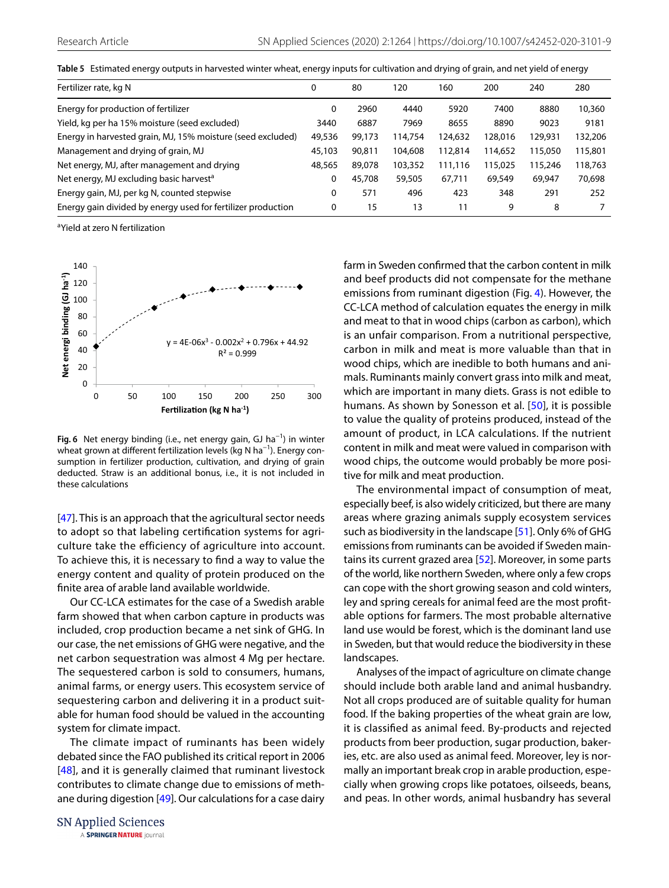**Table 5** Estimated energy outputs in harvested winter wheat, energy inputs for cultivation and drying of grain, and net yield of energy

| Fertilizer rate, kg N | 0 | 80 | 120 | 160 | 200 | 240 | 280 |
|---|---|---|---|---|---|---|---|
| Energy for production of fertilizer | 0 | 2960 | 4440 | 5920 | 7400 | 8880 | 10,360 |
| Yield, kg per ha 15% moisture (seed excluded) | 3440 | 6887 | 7969 | 8655 | 8890 | 9023 | 9181 |
| Energy in harvested grain, MJ, 15% moisture (seed excluded) | 49,536 | 99,173 | 114,754 | 124,632 | 128,016 | 129,931 | 132,206 |
| Management and drying of grain, MJ | 45,103 | 90,811 | 104,608 | 112,814 | 114,652 | 115,050 | 115,801 |
| Net energy, MJ, after management and drying | 48,565 | 89,078 | 103,352 | 111,116 | 115,025 | 115,246 | 118,763 |
| Net energy, MJ excluding basic harvest[a] | 0 | 45,708 | 59,505 | 67,711 | 69,549 | 69,947 | 70,698 |
| Energy gain, MJ, per kg N, counted stepwise | 0 | 571 | 496 | 423 | 348 | 291 | 252 |
| Energy gain divided by energy used for fertilizer production | 0 | 15 | 13 | 11 | 9 | 8 | 7 |

[a] Yield at zero N fertilization

**Fig. 6** Net energy binding (i.e., net energy gain, GJ ha$^{-1}$) in winter wheat grown at different fertilization levels (kg N ha$^{-1}$). Energy consumption in fertilizer production, cultivation, and drying of grain deducted. Straw is an additional bonus, i.e., it is not included in these calculations

[47]. This is an approach that the agricultural sector needs to adopt so that labeling certification systems for agriculture take the efficiency of agriculture into account. To achieve this, it is necessary to find a way to value the energy content and quality of protein produced on the finite area of arable land available worldwide.

Our CC-LCA estimates for the case of a Swedish arable farm showed that when carbon capture in products was included, crop production became a net sink of GHG. In our case, the net emissions of GHG were negative, and the net carbon sequestration was almost 4 Mg per hectare. The sequestered carbon is sold to consumers, humans, animal farms, or energy users. This ecosystem service of sequestering carbon and delivering it in a product suitable for human food should be valued in the accounting system for climate impact.

The climate impact of ruminants has been widely debated since the FAO published its critical report in 2006 [48], and it is generally claimed that ruminant livestock contributes to climate change due to emissions of methane during digestion [49]. Our calculations for a case dairy farm in Sweden confirmed that the carbon content in milk and beef products did not compensate for the methane emissions from ruminant digestion (Fig. 4). However, the CC-LCA method of calculation equates the energy in milk and meat to that in wood chips (carbon as carbon), which is an unfair comparison. From a nutritional perspective, carbon in milk and meat is more valuable than that in wood chips, which are inedible to both humans and animals. Ruminants mainly convert grass into milk and meat, which are important in many diets. Grass is not edible to humans. As shown by Sonesson et al. [50], it is possible to value the quality of proteins produced, instead of the amount of product, in LCA calculations. If the nutrient content in milk and meat were valued in comparison with wood chips, the outcome would probably be more positive for milk and meat production.

The environmental impact of consumption of meat, especially beef, is also widely criticized, but there are many areas where grazing animals supply ecosystem services such as biodiversity in the landscape [51]. Only 6% of GHG emissions from ruminants can be avoided if Sweden maintains its current grazed area [52]. Moreover, in some parts of the world, like northern Sweden, where only a few crops can cope with the short growing season and cold winters, ley and spring cereals for animal feed are the most profitable options for farmers. The most probable alternative land use would be forest, which is the dominant land use in Sweden, but that would reduce the biodiversity in these landscapes.

Analyses of the impact of agriculture on climate change should include both arable land and animal husbandry. Not all crops produced are of suitable quality for human food. If the baking properties of the wheat grain are low, it is classified as animal feed. By-products and rejected products from beer production, sugar production, bakeries, etc. are also used as animal feed. Moreover, ley is normally an important break crop in arable production, especially when growing crops like potatoes, oilseeds, beans, and peas. In other words, animal husbandry has several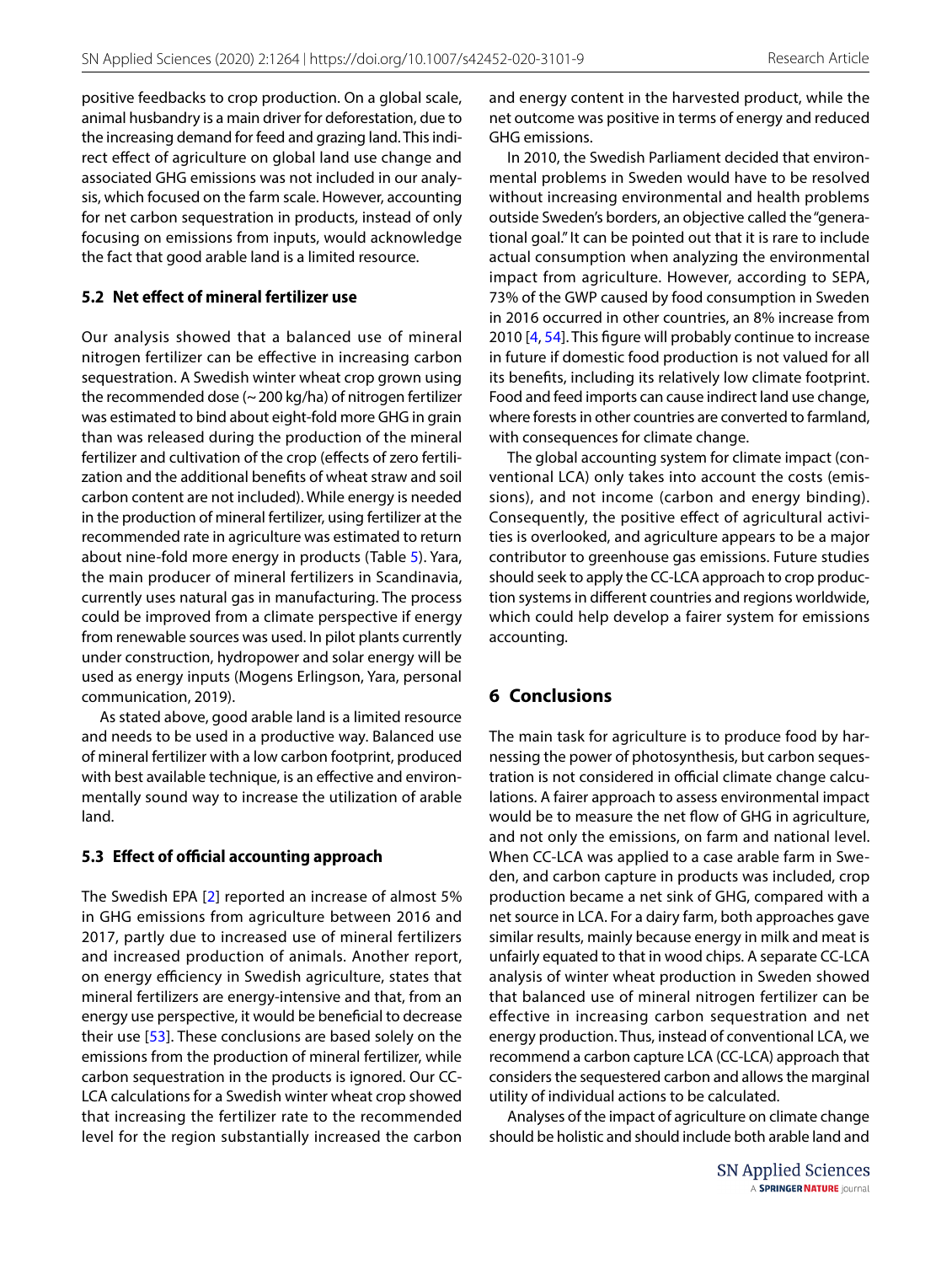positive feedbacks to crop production. On a global scale, animal husbandry is a main driver for deforestation, due to the increasing demand for feed and grazing land. This indirect effect of agriculture on global land use change and associated GHG emissions was not included in our analysis, which focused on the farm scale. However, accounting for net carbon sequestration in products, instead of only focusing on emissions from inputs, would acknowledge the fact that good arable land is a limited resource.

### 5.2 Net effect of mineral fertilizer use

Our analysis showed that a balanced use of mineral nitrogen fertilizer can be effective in increasing carbon sequestration. A Swedish winter wheat crop grown using the recommended dose (~ 200 kg/ha) of nitrogen fertilizer was estimated to bind about eight-fold more GHG in grain than was released during the production of the mineral fertilizer and cultivation of the crop (effects of zero fertilization and the additional benefits of wheat straw and soil carbon content are not included). While energy is needed in the production of mineral fertilizer, using fertilizer at the recommended rate in agriculture was estimated to return about nine-fold more energy in products (Table 5). Yara, the main producer of mineral fertilizers in Scandinavia, currently uses natural gas in manufacturing. The process could be improved from a climate perspective if energy from renewable sources was used. In pilot plants currently under construction, hydropower and solar energy will be used as energy inputs (Mogens Erlingson, Yara, personal communication, 2019).

As stated above, good arable land is a limited resource and needs to be used in a productive way. Balanced use of mineral fertilizer with a low carbon footprint, produced with best available technique, is an effective and environmentally sound way to increase the utilization of arable land.

### 5.3 Effect of official accounting approach

The Swedish EPA [2] reported an increase of almost 5% in GHG emissions from agriculture between 2016 and 2017, partly due to increased use of mineral fertilizers and increased production of animals. Another report, on energy efficiency in Swedish agriculture, states that mineral fertilizers are energy-intensive and that, from an energy use perspective, it would be beneficial to decrease their use [53]. These conclusions are based solely on the emissions from the production of mineral fertilizer, while carbon sequestration in the products is ignored. Our CC-LCA calculations for a Swedish winter wheat crop showed that increasing the fertilizer rate to the recommended level for the region substantially increased the carbon and energy content in the harvested product, while the net outcome was positive in terms of energy and reduced GHG emissions.

In 2010, the Swedish Parliament decided that environmental problems in Sweden would have to be resolved without increasing environmental and health problems outside Sweden's borders, an objective called the "generational goal." It can be pointed out that it is rare to include actual consumption when analyzing the environmental impact from agriculture. However, according to SEPA, 73% of the GWP caused by food consumption in Sweden in 2016 occurred in other countries, an 8% increase from 2010 [4, 54]. This figure will probably continue to increase in future if domestic food production is not valued for all its benefits, including its relatively low climate footprint. Food and feed imports can cause indirect land use change, where forests in other countries are converted to farmland, with consequences for climate change.

The global accounting system for climate impact (conventional LCA) only takes into account the costs (emissions), and not income (carbon and energy binding). Consequently, the positive effect of agricultural activities is overlooked, and agriculture appears to be a major contributor to greenhouse gas emissions. Future studies should seek to apply the CC-LCA approach to crop production systems in different countries and regions worldwide, which could help develop a fairer system for emissions accounting.

## 6 Conclusions

The main task for agriculture is to produce food by harnessing the power of photosynthesis, but carbon sequestration is not considered in official climate change calculations. A fairer approach to assess environmental impact would be to measure the net flow of GHG in agriculture, and not only the emissions, on farm and national level. When CC-LCA was applied to a case arable farm in Sweden, and carbon capture in products was included, crop production became a net sink of GHG, compared with a net source in LCA. For a dairy farm, both approaches gave similar results, mainly because energy in milk and meat is unfairly equated to that in wood chips. A separate CC-LCA analysis of winter wheat production in Sweden showed that balanced use of mineral nitrogen fertilizer can be effective in increasing carbon sequestration and net energy production. Thus, instead of conventional LCA, we recommend a carbon capture LCA (CC-LCA) approach that considers the sequestered carbon and allows the marginal utility of individual actions to be calculated.

Analyses of the impact of agriculture on climate change should be holistic and should include both arable land and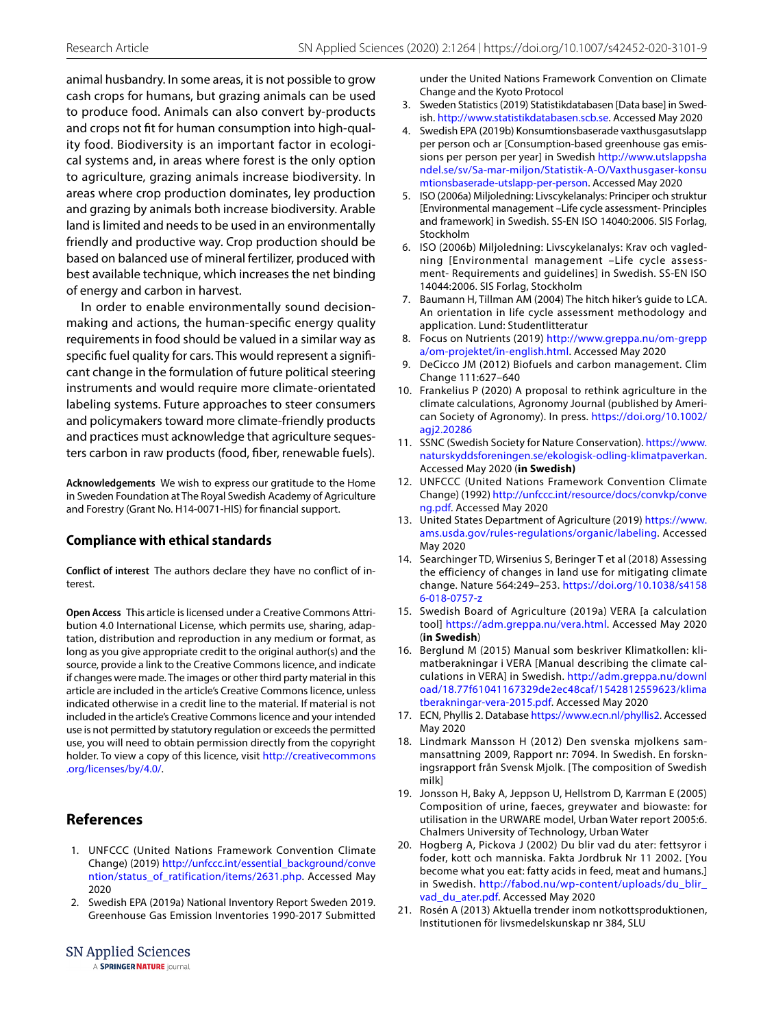animal husbandry. In some areas, it is not possible to grow cash crops for humans, but grazing animals can be used to produce food. Animals can also convert by-products and crops not fit for human consumption into high-quality food. Biodiversity is an important factor in ecological systems and, in areas where forest is the only option to agriculture, grazing animals increase biodiversity. In areas where crop production dominates, ley production and grazing by animals both increase biodiversity. Arable land is limited and needs to be used in an environmentally friendly and productive way. Crop production should be based on balanced use of mineral fertilizer, produced with best available technique, which increases the net binding of energy and carbon in harvest.

In order to enable environmentally sound decision-making and actions, the human-specific energy quality requirements in food should be valued in a similar way as specific fuel quality for cars. This would represent a significant change in the formulation of future political steering instruments and would require more climate-orientated labeling systems. Future approaches to steer consumers and policymakers toward more climate-friendly products and practices must acknowledge that agriculture sequesters carbon in raw products (food, fiber, renewable fuels).

**Acknowledgements** We wish to express our gratitude to the Home in Sweden Foundation at The Royal Swedish Academy of Agriculture and Forestry (Grant No. H14-0071-HIS) for financial support.

## Compliance with ethical standards

**Conflict of interest** The authors declare they have no conflict of interest.

**Open Access** This article is licensed under a Creative Commons Attribution 4.0 International License, which permits use, sharing, adaptation, distribution and reproduction in any medium or format, as long as you give appropriate credit to the original author(s) and the source, provide a link to the Creative Commons licence, and indicate if changes were made. The images or other third party material in this article are included in the article's Creative Commons licence, unless indicated otherwise in a credit line to the material. If material is not included in the article's Creative Commons licence and your intended use is not permitted by statutory regulation or exceeds the permitted use, you will need to obtain permission directly from the copyright holder. To view a copy of this licence, visit http://creativecommons.org/licenses/by/4.0/.

## References

1. UNFCCC (United Nations Framework Convention Climate Change) (2019) http://unfccc.int/essential_background/convention/status_of_ratification/items/2631.php. Accessed May 2020
2. Swedish EPA (2019a) National Inventory Report Sweden 2019. Greenhouse Gas Emission Inventories 1990-2017 Submitted under the United Nations Framework Convention on Climate Change and the Kyoto Protocol
3. Sweden Statistics (2019) Statistikdatabasen [Data base] in Swedish. http://www.statistikdatabasen.scb.se. Accessed May 2020
4. Swedish EPA (2019b) Konsumtionsbaserade vaxthusgasutslapp per person och ar [Consumption-based greenhouse gas emissions per person per year] in Swedish http://www.utslappshandel.se/sv/Sa-mar-miljon/Statistik-A-O/Vaxthusgaser-konsumtionsbaserade-utslapp-per-person. Accessed May 2020
5. ISO (2006a) Miljoledning: Livscykelanalys: Principer och struktur [Environmental management –Life cycle assessment- Principles and framework] in Swedish. SS-EN ISO 14040:2006. SIS Forlag, Stockholm
6. ISO (2006b) Miljoledning: Livscykelanalys: Krav och vagledning [Environmental management –Life cycle assessment- Requirements and guidelines] in Swedish. SS-EN ISO 14044:2006. SIS Forlag, Stockholm
7. Baumann H, Tillman AM (2004) The hitch hiker's guide to LCA. An orientation in life cycle assessment methodology and application. Lund: Studentlitteratur
8. Focus on Nutrients (2019) http://www.greppa.nu/om-greppa/om-projektet/in-english.html. Accessed May 2020
9. DeCicco JM (2012) Biofuels and carbon management. Clim Change 111:627–640
10. Frankelius P (2020) A proposal to rethink agriculture in the climate calculations, Agronomy Journal (published by American Society of Agronomy). In press. https://doi.org/10.1002/agj2.20286
11. SSNC (Swedish Society for Nature Conservation). https://www.naturskyddsforeningen.se/ekologisk-odling-klimatpaverkan. Accessed May 2020 (**in Swedish)**
12. UNFCCC (United Nations Framework Convention Climate Change) (1992) http://unfccc.int/resource/docs/convkp/conveng.pdf. Accessed May 2020
13. United States Department of Agriculture (2019) https://www.ams.usda.gov/rules-regulations/organic/labeling. Accessed May 2020
14. Searchinger TD, Wirsenius S, Beringer T et al (2018) Assessing the efficiency of changes in land use for mitigating climate change. Nature 564:249–253. https://doi.org/10.1038/s41586-018-0757-z
15. Swedish Board of Agriculture (2019a) VERA [a calculation tool] https://adm.greppa.nu/vera.html. Accessed May 2020 (**in Swedish**)
16. Berglund M (2015) Manual som beskriver Klimatkollen: klimatberakningar i VERA [Manual describing the climate calculations in VERA] in Swedish. http://adm.greppa.nu/download/18.77f61041167329de2ec48caf/1542812559623/klimatberakningar-vera-2015.pdf. Accessed May 2020
17. ECN, Phyllis 2. Database https://www.ecn.nl/phyllis2. Accessed May 2020
18. Lindmark Mansson H (2012) Den svenska mjolkens sammansattning 2009, Rapport nr: 7094. In Swedish. En forskningsrapport från Svensk Mjolk. [The composition of Swedish milk]
19. Jonsson H, Baky A, Jeppson U, Hellstrom D, Karrman E (2005) Composition of urine, faeces, greywater and biowaste: for utilisation in the URWARE model, Urban Water report 2005:6. Chalmers University of Technology, Urban Water
20. Hogberg A, Pickova J (2002) Du blir vad du ater: fettsyror i foder, kott och manniska. Fakta Jordbruk Nr 11 2002. [You become what you eat: fatty acids in feed, meat and humans.] in Swedish. http://fabod.nu/wp-content/uploads/du_blir_vad_du_ater.pdf. Accessed May 2020
21. Rosén A (2013) Aktuella trender inom notkottsproduktionen, Institutionen för livsmedelskunskap nr 384, SLU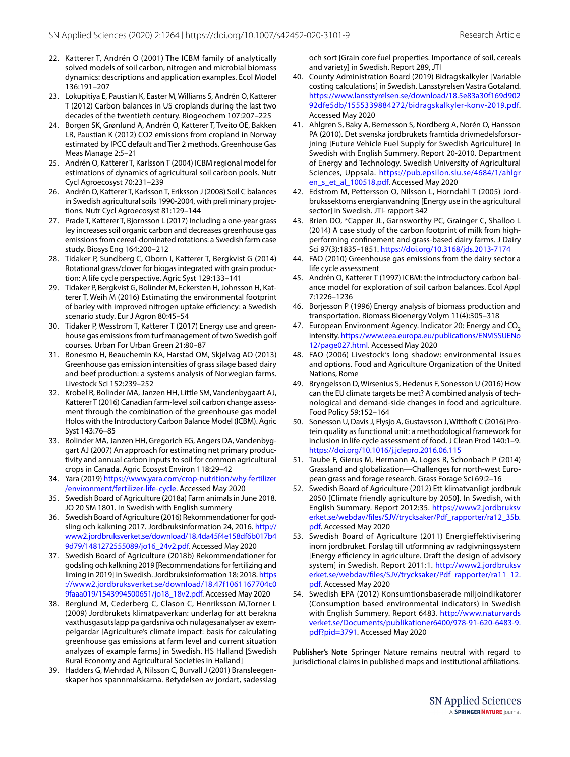22. Katterer T, Andrén O (2001) The ICBM family of analytically solved models of soil carbon, nitrogen and microbial biomass dynamics: descriptions and application examples. Ecol Model 136:191–207
23. Lokupitiya E, Paustian K, Easter M, Williams S, Andrén O, Katterer T (2012) Carbon balances in US croplands during the last two decades of the twentieth century. Biogeochem 107:207–225
24. Borgen SK, Grønlund A, Andrén O, Katterer T, Tveito OE, Bakken LR, Paustian K (2012) CO2 emissions from cropland in Norway estimated by IPCC default and Tier 2 methods. Greenhouse Gas Meas Manage 2:5–21
25. Andrén O, Katterer T, Karlsson T (2004) ICBM regional model for estimations of dynamics of agricultural soil carbon pools. Nutr Cycl Agroecosyst 70:231–239
26. Andrén O, Katterer T, Karlsson T, Eriksson J (2008) Soil C balances in Swedish agricultural soils 1990-2004, with preliminary projections. Nutr Cycl Agroecosyst 81:129–144
27. Prade T, Katterer T, Bjornsson L (2017) Including a one-year grass ley increases soil organic carbon and decreases greenhouse gas emissions from cereal-dominated rotations: a Swedish farm case study. Biosys Eng 164:200–212
28. Tidaker P, Sundberg C, Oborn I, Katterer T, Bergkvist G (2014) Rotational grass/clover for biogas integrated with grain production: A life cycle perspective. Agric Syst 129:133–141
29. Tidaker P, Bergkvist G, Bolinder M, Eckersten H, Johnsson H, Katterer T, Weih M (2016) Estimating the environmental footprint of barley with improved nitrogen uptake efficiency: a Swedish scenario study. Eur J Agron 80:45–54
30. Tidaker P, Wesstrom T, Katterer T (2017) Energy use and greenhouse gas emissions from turf management of two Swedish golf courses. Urban For Urban Green 21:80–87
31. Bonesmo H, Beauchemin KA, Harstad OM, Skjelvag AO (2013) Greenhouse gas emission intensities of grass silage based dairy and beef production: a systems analysis of Norwegian farms. Livestock Sci 152:239–252
32. Krobel R, Bolinder MA, Janzen HH, Little SM, Vandenbygaart AJ, Katterer T (2016) Canadian farm-level soil carbon change assessment through the combination of the greenhouse gas model Holos with the Introductory Carbon Balance Model (ICBM). Agric Syst 143:76–85
33. Bolinder MA, Janzen HH, Gregorich EG, Angers DA, Vandenbyggart AJ (2007) An approach for estimating net primary productivity and annual carbon inputs to soil for common agricultural crops in Canada. Agric Ecosyst Environ 118:29–42
34. Yara (2019) https://www.yara.com/crop-nutrition/why-fertilizer/environment/fertilizer-life-cycle. Accessed May 2020
35. Swedish Board of Agriculture (2018a) Farm animals in June 2018. JO 20 SM 1801. In Swedish with English summery
36. Swedish Board of Agriculture (2016) Rekommendationer for godsling och kalkning 2017. Jordbruksinformation 24, 2016. http://www2.jordbruksverket.se/download/18.4da45f4e158df6b017b49d79/1481272555089/jo16_24v2.pdf. Accessed May 2020
37. Swedish Board of Agriculture (2018b) Rekommendationer for godsling och kalkning 2019 [Recommendations for fertilizing and liming in 2019] in Swedish. Jordbruksinformation 18: 2018. https://www2.jordbruksverket.se/download/18.47f1061167704c09faaa019/1543994500651/jo18_18v2.pdf. Accessed May 2020
38. Berglund M, Cederberg C, Clason C, Henriksson M,Torner L (2009) Jordbrukets klimatpaverkan: underlag for att berakna vaxthusgasutslapp pa gardsniva och nulagesanalyser av exempelgardar [Agriculture's climate impact: basis for calculating greenhouse gas emissions at farm level and current situation analyzes of example farms] in Swedish. HS Halland [Swedish Rural Economy and Agricultural Societies in Halland]
39. Hadders G, Mehrdad A, Nilsson C, Burvall J (2001) Bransleegenskaper hos spannmalskarna. Betydelsen av jordart, sadesslag och sort [Grain core fuel properties. Importance of soil, cereals and variety] in Swedish. Report 289, JTI
40. County Administration Board (2019) Bidragskalkyler [Variable costing calculations] in Swedish. Lansstyrelsen Vastra Gotaland. https://www.lansstyrelsen.se/download/18.5e83a30f169d90292dfe5db/1555339884272/bidragskalkyler-konv-2019.pdf. Accessed May 2020
41. Ahlgren S, Baky A, Bernesson S, Nordberg A, Norén O, Hansson PA (2010). Det svenska jordbrukets framtida drivmedelsforsorjning [Future Vehicle Fuel Supply for Swedish Agriculture] In Swedish with English Summery. Report 20-2010. Department of Energy and Technology. Swedish University of Agricultural Sciences, Uppsala. https://pub.epsilon.slu.se/4684/1/ahlgren_s_et_al_100518.pdf. Accessed May 2020
42. Edstrom M, Pettersson O, Nilsson L, Horndahl T (2005) Jordbrukssektorns energianvandning [Energy use in the agricultural sector] in Swedish. JTI- rapport 342
43. Brien DO, *Capper JL, Garnsworthy PC, Grainger C, Shalloo L (2014) A case study of the carbon footprint of milk from high-performing confinement and grass-based dairy farms. J Dairy Sci 97(3):1835–1851. https://doi.org/10.3168/jds.2013-7174
44. FAO (2010) Greenhouse gas emissions from the dairy sector a life cycle assessment
45. Andrén O, Katterer T (1997) ICBM: the introductory carbon balance model for exploration of soil carbon balances. Ecol Appl 7:1226–1236
46. Borjesson P (1996) Energy analysis of biomass production and transportation. Biomass Bioenergy Volym 11(4):305–318
47. European Environment Agency. Indicator 20: Energy and $CO_2$ intensity. https://www.eea.europa.eu/publications/ENVISSUENo12/page027.html. Accessed May 2020
48. FAO (2006) Livestock's long shadow: environmental issues and options. Food and Agriculture Organization of the United Nations, Rome
49. Bryngelsson D, Wirsenius S, Hedenus F, Sonesson U (2016) How can the EU climate targets be met? A combined analysis of technological and demand-side changes in food and agriculture. Food Policy 59:152–164
50. Sonesson U, Davis J, Flysjo A, Gustavsson J, Witthoft C (2016) Protein quality as functional unit: a methodological framework for inclusion in life cycle assessment of food. J Clean Prod 140:1–9. https://doi.org/10.1016/j.jclepro.2016.06.115
51. Taube F, Gierus M, Hermann A, Loges R, Schonbach P (2014) Grassland and globalization—Challenges for north-west European grass and forage research. Grass Forage Sci 69:2–16
52. Swedish Board of Agriculture (2012) Ett klimatvanligt jordbruk 2050 [Climate friendly agriculture by 2050]. In Swedish, with English Summary. Report 2012:35. https://www2.jordbruksverket.se/webdav/files/SJV/trycksaker/Pdf_rapporter/ra12_35b.pdf. Accessed May 2020
53. Swedish Board of Agriculture (2011) Energieffektivisering inom jordbruket. Forslag till utformning av radgivningssystem [Energy efficiency in agriculture. Draft the design of advisory system] in Swedish. Report 2011:1. http://www2.jordbruksverket.se/webdav/files/SJV/trycksaker/Pdf_rapporter/ra11_12.pdf. Accessed May 2020
54. Swedish EPA (2012) Konsumtionsbaserade miljoindikatorer (Consumption based environmental indicators) in Swedish with English Summery. Report 6483. http://www.naturvardsverket.se/Documents/publikationer6400/978-91-620-6483-9.pdf?pid=3791. Accessed May 2020

**Publisher's Note** Springer Nature remains neutral with regard to jurisdictional claims in published maps and institutional affiliations.